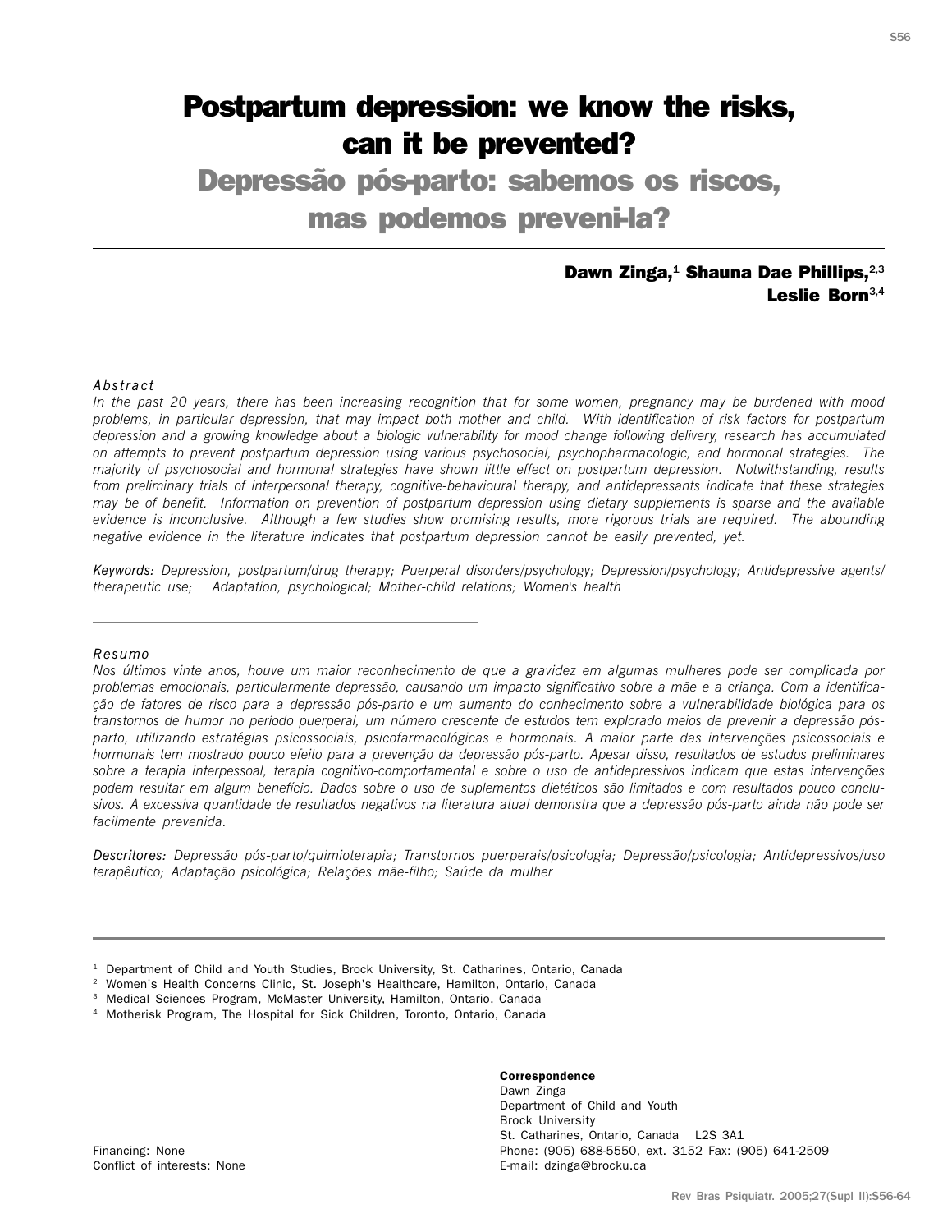# Postpartum depression: we know the risks, can it be prevented?

## Depressão pós-parto: sabemos os riscos, mas podemos preveni-la?

**Dawn Zinga,[1] Shauna Dae Phillips,[2,3] Leslie Born[3,4]**

*Abstract*

*In the past 20 years, there has been increasing recognition that for some women, pregnancy may be burdened with mood problems, in particular depression, that may impact both mother and child. With identification of risk factors for postpartum depression and a growing knowledge about a biologic vulnerability for mood change following delivery, research has accumulated on attempts to prevent postpartum depression using various psychosocial, psychopharmacologic, and hormonal strategies. The majority of psychosocial and hormonal strategies have shown little effect on postpartum depression. Notwithstanding, results from preliminary trials of interpersonal therapy, cognitive-behavioural therapy, and antidepressants indicate that these strategies may be of benefit. Information on prevention of postpartum depression using dietary supplements is sparse and the available evidence is inconclusive. Although a few studies show promising results, more rigorous trials are required. The abounding negative evidence in the literature indicates that postpartum depression cannot be easily prevented, yet.*

*Keywords:* *Depression, postpartum/drug therapy; Puerperal disorders/psychology; Depression/psychology; Antidepressive agents/ therapeutic use; Adaptation, psychological; Mother-child relations; Women's health*

*Resumo*

*Nos últimos vinte anos, houve um maior reconhecimento de que a gravidez em algumas mulheres pode ser complicada por problemas emocionais, particularmente depressão, causando um impacto significativo sobre a mãe e a criança. Com a identificação de fatores de risco para a depressão pós-parto e um aumento do conhecimento sobre a vulnerabilidade biológica para os transtornos de humor no período puerperal, um número crescente de estudos tem explorado meios de prevenir a depressão pós-parto, utilizando estratégias psicossociais, psicofarmacológicas e hormonais. A maior parte das intervenções psicossociais e hormonais tem mostrado pouco efeito para a prevenção da depressão pós-parto. Apesar disso, resultados de estudos preliminares sobre a terapia interpessoal, terapia cognitivo-comportamental e sobre o uso de antidepressivos indicam que estas intervenções podem resultar em algum benefício. Dados sobre o uso de suplementos dietéticos são limitados e com resultados pouco conclusivos. A excessiva quantidade de resultados negativos na literatura atual demonstra que a depressão pós-parto ainda não pode ser facilmente prevenida.*

*Descritores:* *Depressão pós-parto/quimioterapia; Transtornos puerperais/psicologia; Depressão/psicologia; Antidepressivos/uso terapêutico; Adaptação psicológica; Relações mãe-filho; Saúde da mulher*

[1] Department of Child and Youth Studies, Brock University, St. Catharines, Ontario, Canada
[2] Women's Health Concerns Clinic, St. Joseph's Healthcare, Hamilton, Ontario, Canada
[3] Medical Sciences Program, McMaster University, Hamilton, Ontario, Canada
[4] Motherisk Program, The Hospital for Sick Children, Toronto, Ontario, Canada

Financing: None
Conflict of interests: None

**Correspondence**
Dawn Zinga
Department of Child and Youth
Brock University
St. Catharines, Ontario, Canada L2S 3A1
Phone: (905) 688-5550, ext. 3152 Fax: (905) 641-2509
E-mail: dzinga@brocku.ca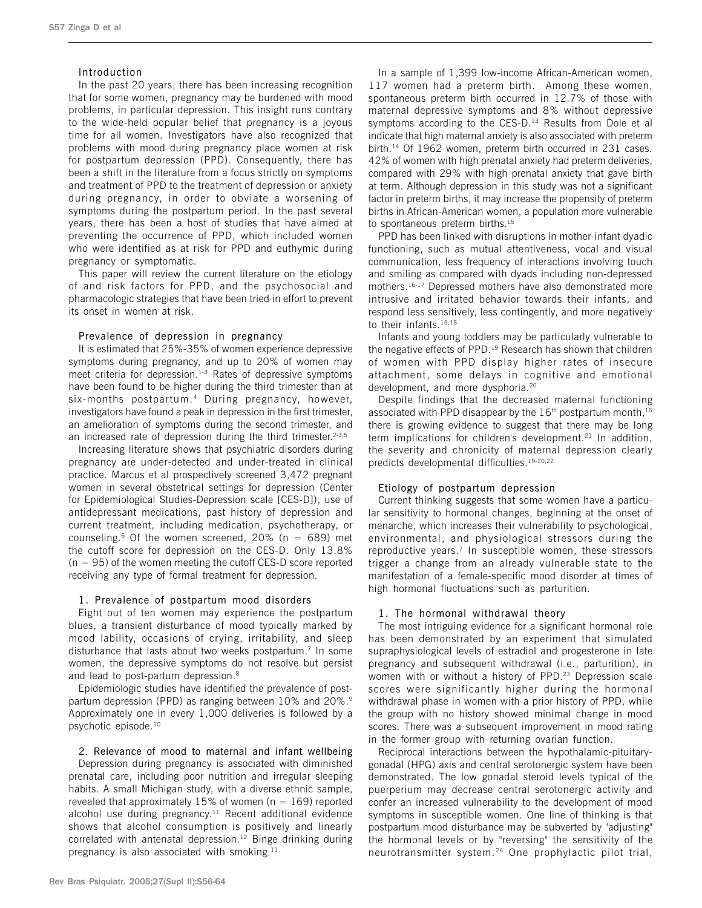## Introduction

In the past 20 years, there has been increasing recognition that for some women, pregnancy may be burdened with mood problems, in particular depression. This insight runs contrary to the wide-held popular belief that pregnancy is a joyous time for all women. Investigators have also recognized that problems with mood during pregnancy place women at risk for postpartum depression (PPD). Consequently, there has been a shift in the literature from a focus strictly on symptoms and treatment of PPD to the treatment of depression or anxiety during pregnancy, in order to obviate a worsening of symptoms during the postpartum period. In the past several years, there has been a host of studies that have aimed at preventing the occurrence of PPD, which included women who were identified as at risk for PPD and euthymic during pregnancy or symptomatic.

This paper will review the current literature on the etiology of and risk factors for PPD, and the psychosocial and pharmacologic strategies that have been tried in effort to prevent its onset in women at risk.

## Prevalence of depression in pregnancy

It is estimated that 25%-35% of women experience depressive symptoms during pregnancy, and up to 20% of women may meet criteria for depression.[1-3] Rates of depressive symptoms have been found to be higher during the third trimester than at six-months postpartum.[4] During pregnancy, however, investigators have found a peak in depression in the first trimester, an amelioration of symptoms during the second trimester, and an increased rate of depression during the third trimester.[2-3,5]

Increasing literature shows that psychiatric disorders during pregnancy are under-detected and under-treated in clinical practice. Marcus et al prospectively screened 3,472 pregnant women in several obstetrical settings for depression (Center for Epidemiological Studies-Depression scale [CES-D]), use of antidepressant medications, past history of depression and current treatment, including medication, psychotherapy, or counseling.[6] Of the women screened, 20% (n = 689) met the cutoff score for depression on the CES-D. Only 13.8% (n = 95) of the women meeting the cutoff CES-D score reported receiving any type of formal treatment for depression.

### 1. Prevalence of postpartum mood disorders

Eight out of ten women may experience the postpartum blues, a transient disturbance of mood typically marked by mood lability, occasions of crying, irritability, and sleep disturbance that lasts about two weeks postpartum.[7] In some women, the depressive symptoms do not resolve but persist and lead to post-partum depression.[8]

Epidemiologic studies have identified the prevalence of post-partum depression (PPD) as ranging between 10% and 20%.[9] Approximately one in every 1,000 deliveries is followed by a psychotic episode.[10]

### 2. Relevance of mood to maternal and infant wellbeing

Depression during pregnancy is associated with diminished prenatal care, including poor nutrition and irregular sleeping habits. A small Michigan study, with a diverse ethnic sample, revealed that approximately 15% of women (n = 169) reported alcohol use during pregnancy.[11] Recent additional evidence shows that alcohol consumption is positively and linearly correlated with antenatal depression.[12] Binge drinking during pregnancy is also associated with smoking.[11]

In a sample of 1,399 low-income African-American women, 117 women had a preterm birth. Among these women, spontaneous preterm birth occurred in 12.7% of those with maternal depressive symptoms and 8% without depressive symptoms according to the CES-D.[13] Results from Dole et al indicate that high maternal anxiety is also associated with preterm birth.[14] Of 1962 women, preterm birth occurred in 231 cases. 42% of women with high prenatal anxiety had preterm deliveries, compared with 29% with high prenatal anxiety that gave birth at term. Although depression in this study was not a significant factor in preterm births, it may increase the propensity of preterm births in African-American women, a population more vulnerable to spontaneous preterm births.[15]

PPD has been linked with disruptions in mother-infant dyadic functioning, such as mutual attentiveness, vocal and visual communication, less frequency of interactions involving touch and smiling as compared with dyads including non-depressed mothers.[16-17] Depressed mothers have also demonstrated more intrusive and irritated behavior towards their infants, and respond less sensitively, less contingently, and more negatively to their infants.[16,18]

Infants and young toddlers may be particularly vulnerable to the negative effects of PPD.[19] Research has shown that children of women with PPD display higher rates of insecure attachment, some delays in cognitive and emotional development, and more dysphoria.[20]

Despite findings that the decreased maternal functioning associated with PPD disappear by the 16th postpartum month,[16] there is growing evidence to suggest that there may be long term implications for children's development.[21] In addition, the severity and chronicity of maternal depression clearly predicts developmental difficulties.[19-20,22]

## Etiology of postpartum depression

Current thinking suggests that some women have a particular sensitivity to hormonal changes, beginning at the onset of menarche, which increases their vulnerability to psychological, environmental, and physiological stressors during the reproductive years.[7] In susceptible women, these stressors trigger a change from an already vulnerable state to the manifestation of a female-specific mood disorder at times of high hormonal fluctuations such as parturition.

### 1. The hormonal withdrawal theory

The most intriguing evidence for a significant hormonal role has been demonstrated by an experiment that simulated supraphysiological levels of estradiol and progesterone in late pregnancy and subsequent withdrawal (i.e., parturition), in women with or without a history of PPD.[23] Depression scale scores were significantly higher during the hormonal withdrawal phase in women with a prior history of PPD, while the group with no history showed minimal change in mood scores. There was a subsequent improvement in mood rating in the former group with returning ovarian function.

Reciprocal interactions between the hypothalamic-pituitary-gonadal (HPG) axis and central serotonergic system have been demonstrated. The low gonadal steroid levels typical of the puerperium may decrease central serotonergic activity and confer an increased vulnerability to the development of mood symptoms in susceptible women. One line of thinking is that postpartum mood disturbance may be subverted by "adjusting" the hormonal levels or by "reversing" the sensitivity of the neurotransmitter system.[24] One prophylactic pilot trial,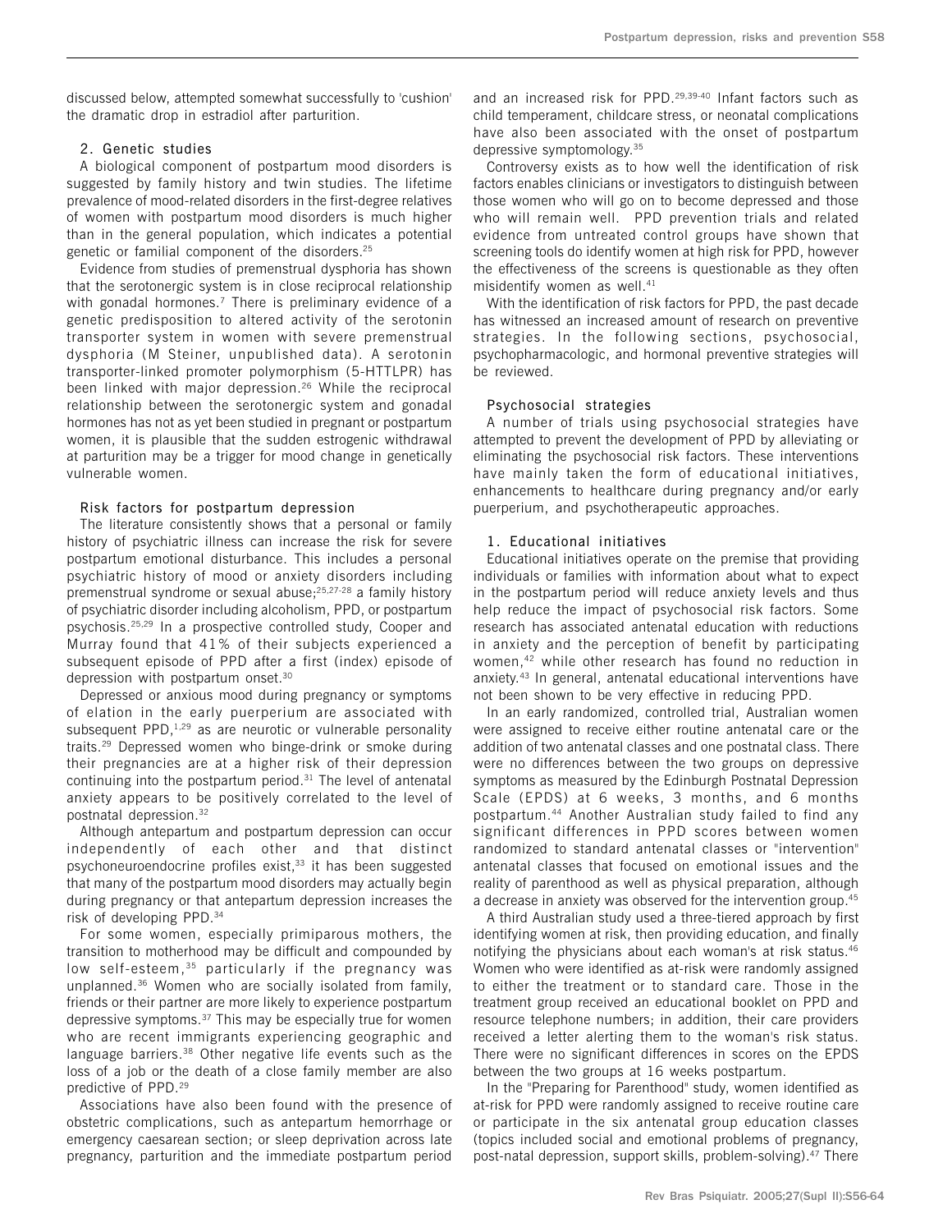discussed below, attempted somewhat successfully to 'cushion' the dramatic drop in estradiol after parturition.

### 2. Genetic studies

A biological component of postpartum mood disorders is suggested by family history and twin studies. The lifetime prevalence of mood-related disorders in the first-degree relatives of women with postpartum mood disorders is much higher than in the general population, which indicates a potential genetic or familial component of the disorders.[25]

Evidence from studies of premenstrual dysphoria has shown that the serotonergic system is in close reciprocal relationship with gonadal hormones.[7] There is preliminary evidence of a genetic predisposition to altered activity of the serotonin transporter system in women with severe premenstrual dysphoria (M Steiner, unpublished data). A serotonin transporter-linked promoter polymorphism (5-HTTLPR) has been linked with major depression.[26] While the reciprocal relationship between the serotonergic system and gonadal hormones has not as yet been studied in pregnant or postpartum women, it is plausible that the sudden estrogenic withdrawal at parturition may be a trigger for mood change in genetically vulnerable women.

## Risk factors for postpartum depression

The literature consistently shows that a personal or family history of psychiatric illness can increase the risk for severe postpartum emotional disturbance. This includes a personal psychiatric history of mood or anxiety disorders including premenstrual syndrome or sexual abuse;[25,27-28] a family history of psychiatric disorder including alcoholism, PPD, or postpartum psychosis.[25,29] In a prospective controlled study, Cooper and Murray found that 41% of their subjects experienced a subsequent episode of PPD after a first (index) episode of depression with postpartum onset.[30]

Depressed or anxious mood during pregnancy or symptoms of elation in the early puerperium are associated with subsequent PPD,[1,29] as are neurotic or vulnerable personality traits.[29] Depressed women who binge-drink or smoke during their pregnancies are at a higher risk of their depression continuing into the postpartum period.[31] The level of antenatal anxiety appears to be positively correlated to the level of postnatal depression.[32]

Although antepartum and postpartum depression can occur independently of each other and that distinct psychoneuroendocrine profiles exist,[33] it has been suggested that many of the postpartum mood disorders may actually begin during pregnancy or that antepartum depression increases the risk of developing PPD.[34]

For some women, especially primiparous mothers, the transition to motherhood may be difficult and compounded by low self-esteem,[35] particularly if the pregnancy was unplanned.[36] Women who are socially isolated from family, friends or their partner are more likely to experience postpartum depressive symptoms.[37] This may be especially true for women who are recent immigrants experiencing geographic and language barriers.[38] Other negative life events such as the loss of a job or the death of a close family member are also predictive of PPD.[29]

Associations have also been found with the presence of obstetric complications, such as antepartum hemorrhage or emergency caesarean section; or sleep deprivation across late pregnancy, parturition and the immediate postpartum period and an increased risk for PPD.[29,39-40] Infant factors such as child temperament, childcare stress, or neonatal complications have also been associated with the onset of postpartum depressive symptomology.[35]

Controversy exists as to how well the identification of risk factors enables clinicians or investigators to distinguish between those women who will go on to become depressed and those who will remain well. PPD prevention trials and related evidence from untreated control groups have shown that screening tools do identify women at high risk for PPD, however the effectiveness of the screens is questionable as they often misidentify women as well.[41]

With the identification of risk factors for PPD, the past decade has witnessed an increased amount of research on preventive strategies. In the following sections, psychosocial, psychopharmacologic, and hormonal preventive strategies will be reviewed.

## Psychosocial strategies

A number of trials using psychosocial strategies have attempted to prevent the development of PPD by alleviating or eliminating the psychosocial risk factors. These interventions have mainly taken the form of educational initiatives, enhancements to healthcare during pregnancy and/or early puerperium, and psychotherapeutic approaches.

### 1. Educational initiatives

Educational initiatives operate on the premise that providing individuals or families with information about what to expect in the postpartum period will reduce anxiety levels and thus help reduce the impact of psychosocial risk factors. Some research has associated antenatal education with reductions in anxiety and the perception of benefit by participating women,[42] while other research has found no reduction in anxiety.[43] In general, antenatal educational interventions have not been shown to be very effective in reducing PPD.

In an early randomized, controlled trial, Australian women were assigned to receive either routine antenatal care or the addition of two antenatal classes and one postnatal class. There were no differences between the two groups on depressive symptoms as measured by the Edinburgh Postnatal Depression Scale (EPDS) at 6 weeks, 3 months, and 6 months postpartum.[44] Another Australian study failed to find any significant differences in PPD scores between women randomized to standard antenatal classes or "intervention" antenatal classes that focused on emotional issues and the reality of parenthood as well as physical preparation, although a decrease in anxiety was observed for the intervention group.[45]

A third Australian study used a three-tiered approach by first identifying women at risk, then providing education, and finally notifying the physicians about each woman's at risk status.[46] Women who were identified as at-risk were randomly assigned to either the treatment or to standard care. Those in the treatment group received an educational booklet on PPD and resource telephone numbers; in addition, their care providers received a letter alerting them to the woman's risk status. There were no significant differences in scores on the EPDS between the two groups at 16 weeks postpartum.

In the "Preparing for Parenthood" study, women identified as at-risk for PPD were randomly assigned to receive routine care or participate in the six antenatal group education classes (topics included social and emotional problems of pregnancy, post-natal depression, support skills, problem-solving).[47] There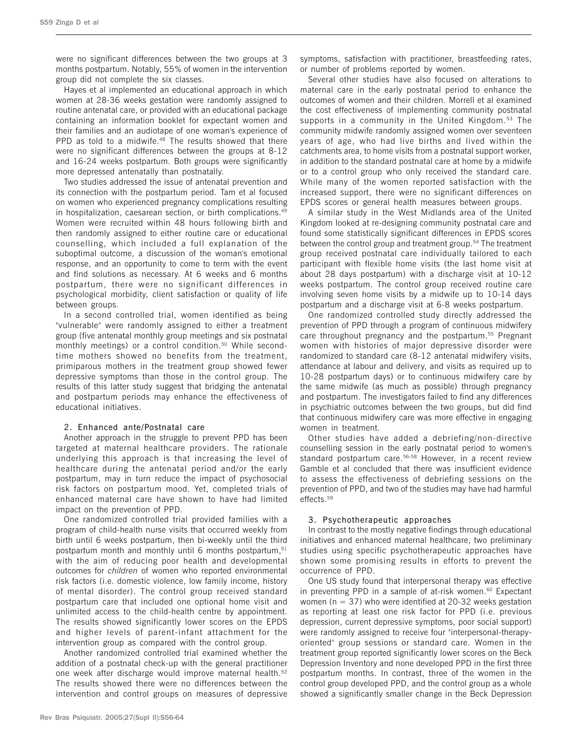were no significant differences between the two groups at 3 months postpartum. Notably, 55% of women in the intervention group did not complete the six classes.

Hayes et al implemented an educational approach in which women at 28-36 weeks gestation were randomly assigned to routine antenatal care, or provided with an educational package containing an information booklet for expectant women and their families and an audiotape of one woman's experience of PPD as told to a midwife.[48] The results showed that there were no significant differences between the groups at 8-12 and 16-24 weeks postpartum. Both groups were significantly more depressed antenatally than postnatally.

Two studies addressed the issue of antenatal prevention and its connection with the postpartum period. Tam et al focused on women who experienced pregnancy complications resulting in hospitalization, caesarean section, or birth complications.[49] Women were recruited within 48 hours following birth and then randomly assigned to either routine care or educational counselling, which included a full explanation of the suboptimal outcome, a discussion of the woman's emotional response, and an opportunity to come to term with the event and find solutions as necessary. At 6 weeks and 6 months postpartum, there were no significant differences in psychological morbidity, client satisfaction or quality of life between groups.

In a second controlled trial, women identified as being "vulnerable" were randomly assigned to either a treatment group (five antenatal monthly group meetings and six postnatal monthly meetings) or a control condition.[50] While second-time mothers showed no benefits from the treatment, primiparous mothers in the treatment group showed fewer depressive symptoms than those in the control group. The results of this latter study suggest that bridging the antenatal and postpartum periods may enhance the effectiveness of educational initiatives.

### 2. Enhanced ante/Postnatal care

Another approach in the struggle to prevent PPD has been targeted at maternal healthcare providers. The rationale underlying this approach is that increasing the level of healthcare during the antenatal period and/or the early postpartum, may in turn reduce the impact of psychosocial risk factors on postpartum mood. Yet, completed trials of enhanced maternal care have shown to have had limited impact on the prevention of PPD.

One randomized controlled trial provided families with a program of child-health nurse visits that occurred weekly from birth until 6 weeks postpartum, then bi-weekly until the third postpartum month and monthly until 6 months postpartum,[51] with the aim of reducing poor health and developmental outcomes for *children* of women who reported environmental risk factors (i.e. domestic violence, low family income, history of mental disorder). The control group received standard postpartum care that included one optional home visit and unlimited access to the child-health centre by appointment. The results showed significantly lower scores on the EPDS and higher levels of parent-infant attachment for the intervention group as compared with the control group.

Another randomized controlled trial examined whether the addition of a postnatal check-up with the general practitioner one week after discharge would improve maternal health.[52] The results showed there were no differences between the intervention and control groups on measures of depressive symptoms, satisfaction with practitioner, breastfeeding rates, or number of problems reported by women.

Several other studies have also focused on alterations to maternal care in the early postnatal period to enhance the outcomes of women and their children. Morrell et al examined the cost effectiveness of implementing community postnatal supports in a community in the United Kingdom.[53] The community midwife randomly assigned women over seventeen years of age, who had live births and lived within the catchments area, to home visits from a postnatal support worker, in addition to the standard postnatal care at home by a midwife or to a control group who only received the standard care. While many of the women reported satisfaction with the increased support, there were no significant differences on EPDS scores or general health measures between groups.

A similar study in the West Midlands area of the United Kingdom looked at re-designing community postnatal care and found some statistically significant differences in EPDS scores between the control group and treatment group.[54] The treatment group received postnatal care individually tailored to each participant with flexible home visits (the last home visit at about 28 days postpartum) with a discharge visit at 10-12 weeks postpartum. The control group received routine care involving seven home visits by a midwife up to 10-14 days postpartum and a discharge visit at 6-8 weeks postpartum.

One randomized controlled study directly addressed the prevention of PPD through a program of continuous midwifery care throughout pregnancy and the postpartum.[55] Pregnant women with histories of major depressive disorder were randomized to standard care (8-12 antenatal midwifery visits, attendance at labour and delivery, and visits as required up to 10-28 postpartum days) or to continuous midwifery care by the same midwife (as much as possible) through pregnancy and postpartum. The investigators failed to find any differences in psychiatric outcomes between the two groups, but did find that continuous midwifery care was more effective in engaging women in treatment.

Other studies have added a debriefing/non-directive counselling session in the early postnatal period to women's standard postpartum care.[56-58] However, in a recent review Gamble et al concluded that there was insufficient evidence to assess the effectiveness of debriefing sessions on the prevention of PPD, and two of the studies may have had harmful effects.[59]

### 3. Psychotherapeutic approaches

In contrast to the mostly negative findings through educational initiatives and enhanced maternal healthcare, two preliminary studies using specific psychotherapeutic approaches have shown some promising results in efforts to prevent the occurrence of PPD.

One US study found that interpersonal therapy was effective in preventing PPD in a sample of at-risk women.[60] Expectant women ($n = 37$) who were identified at 20-32 weeks gestation as reporting at least one risk factor for PPD (i.e. previous depression, current depressive symptoms, poor social support) were randomly assigned to receive four "interpersonal-therapy-oriented" group sessions or standard care. Women in the treatment group reported significantly lower scores on the Beck Depression Inventory and none developed PPD in the first three postpartum months. In contrast, three of the women in the control group developed PPD, and the control group as a whole showed a significantly smaller change in the Beck Depression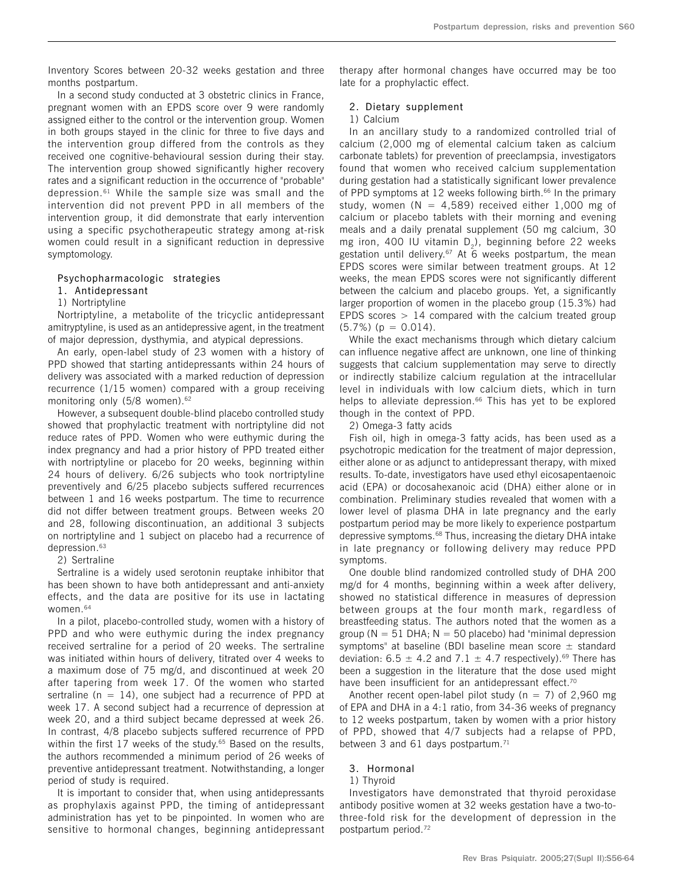Inventory Scores between 20-32 weeks gestation and three months postpartum.

In a second study conducted at 3 obstetric clinics in France, pregnant women with an EPDS score over 9 were randomly assigned either to the control or the intervention group. Women in both groups stayed in the clinic for three to five days and the intervention group differed from the controls as they received one cognitive-behavioural session during their stay. The intervention group showed significantly higher recovery rates and a significant reduction in the occurrence of "probable" depression.[61] While the sample size was small and the intervention did not prevent PPD in all members of the intervention group, it did demonstrate that early intervention using a specific psychotherapeutic strategy among at-risk women could result in a significant reduction in depressive symptomology.

## Psychopharmacologic strategies

### 1. Antidepressant

#### 1) Nortriptyline

Nortriptyline, a metabolite of the tricyclic antidepressant amitryptyline, is used as an antidepressive agent, in the treatment of major depression, dysthymia, and atypical depressions.

An early, open-label study of 23 women with a history of PPD showed that starting antidepressants within 24 hours of delivery was associated with a marked reduction of depression recurrence (1/15 women) compared with a group receiving monitoring only (5/8 women).[62]

However, a subsequent double-blind placebo controlled study showed that prophylactic treatment with nortriptyline did not reduce rates of PPD. Women who were euthymic during the index pregnancy and had a prior history of PPD treated either with nortriptyline or placebo for 20 weeks, beginning within 24 hours of delivery. 6/26 subjects who took nortriptyline preventively and 6/25 placebo subjects suffered recurrences between 1 and 16 weeks postpartum. The time to recurrence did not differ between treatment groups. Between weeks 20 and 28, following discontinuation, an additional 3 subjects on nortriptyline and 1 subject on placebo had a recurrence of depression.[63]

#### 2) Sertraline

Sertraline is a widely used serotonin reuptake inhibitor that has been shown to have both antidepressant and anti-anxiety effects, and the data are positive for its use in lactating women.[64]

In a pilot, placebo-controlled study, women with a history of PPD and who were euthymic during the index pregnancy received sertraline for a period of 20 weeks. The sertraline was initiated within hours of delivery, titrated over 4 weeks to a maximum dose of 75 mg/d, and discontinued at week 20 after tapering from week 17. Of the women who started sertraline ($n = 14$), one subject had a recurrence of PPD at week 17. A second subject had a recurrence of depression at week 20, and a third subject became depressed at week 26. In contrast, 4/8 placebo subjects suffered recurrence of PPD within the first 17 weeks of the study.[65] Based on the results, the authors recommended a minimum period of 26 weeks of preventive antidepressant treatment. Notwithstanding, a longer period of study is required.

It is important to consider that, when using antidepressants as prophylaxis against PPD, the timing of antidepressant administration has yet to be pinpointed. In women who are sensitive to hormonal changes, beginning antidepressant therapy after hormonal changes have occurred may be too late for a prophylactic effect.

### 2. Dietary supplement

#### 1) Calcium

In an ancillary study to a randomized controlled trial of calcium (2,000 mg of elemental calcium taken as calcium carbonate tablets) for prevention of preeclampsia, investigators found that women who received calcium supplementation during gestation had a statistically significant lower prevalence of PPD symptoms at 12 weeks following birth.[66] In the primary study, women ($N = 4,589$) received either 1,000 mg of calcium or placebo tablets with their morning and evening meals and a daily prenatal supplement (50 mg calcium, 30 mg iron, 400 IU vitamin $D_2$), beginning before 22 weeks gestation until delivery.[67] At 6 weeks postpartum, the mean EPDS scores were similar between treatment groups. At 12 weeks, the mean EPDS scores were not significantly different between the calcium and placebo groups. Yet, a significantly larger proportion of women in the placebo group (15.3%) had EPDS scores $> 14$ compared with the calcium treated group (5.7%) ($p = 0.014$).

While the exact mechanisms through which dietary calcium can influence negative affect are unknown, one line of thinking suggests that calcium supplementation may serve to directly or indirectly stabilize calcium regulation at the intracellular level in individuals with low calcium diets, which in turn helps to alleviate depression.[66] This has yet to be explored though in the context of PPD.

#### 2) Omega-3 fatty acids

Fish oil, high in omega-3 fatty acids, has been used as a psychotropic medication for the treatment of major depression, either alone or as adjunct to antidepressant therapy, with mixed results. To-date, investigators have used ethyl eicosapentaenoic acid (EPA) or docosahexanoic acid (DHA) either alone or in combination. Preliminary studies revealed that women with a lower level of plasma DHA in late pregnancy and the early postpartum period may be more likely to experience postpartum depressive symptoms.[68] Thus, increasing the dietary DHA intake in late pregnancy or following delivery may reduce PPD symptoms.

One double blind randomized controlled study of DHA 200 mg/d for 4 months, beginning within a week after delivery, showed no statistical difference in measures of depression between groups at the four month mark, regardless of breastfeeding status. The authors noted that the women as a group ($N = 51$ DHA; $N = 50$ placebo) had "minimal depression symptoms" at baseline (BDI baseline mean score $\pm$ standard deviation: $6.5 \pm 4.2$ and $7.1 \pm 4.7$ respectively).[69] There has been a suggestion in the literature that the dose used might have been insufficient for an antidepressant effect.[70]

Another recent open-label pilot study ($n = 7$) of 2,960 mg of EPA and DHA in a 4:1 ratio, from 34-36 weeks of pregnancy to 12 weeks postpartum, taken by women with a prior history of PPD, showed that 4/7 subjects had a relapse of PPD, between 3 and 61 days postpartum.[71]

### 3. Hormonal

#### 1) Thyroid

Investigators have demonstrated that thyroid peroxidase antibody positive women at 32 weeks gestation have a two-to-three-fold risk for the development of depression in the postpartum period.[72]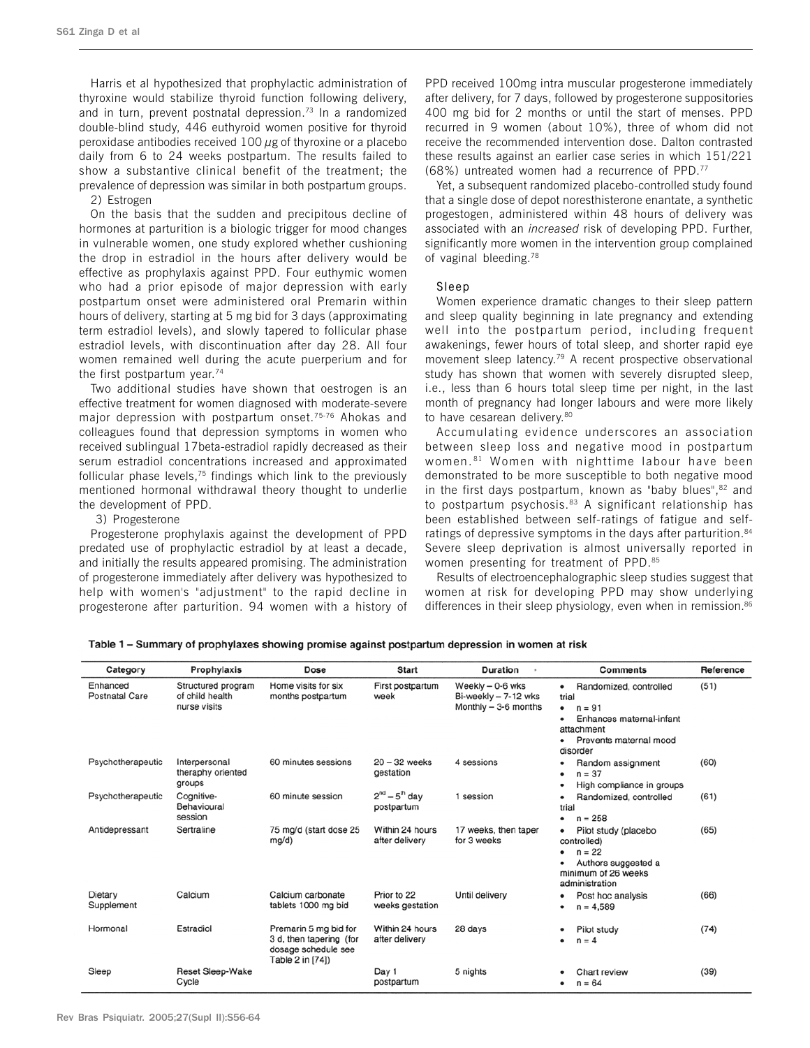Harris et al hypothesized that prophylactic administration of thyroxine would stabilize thyroid function following delivery, and in turn, prevent postnatal depression.[73] In a randomized double-blind study, 446 euthyroid women positive for thyroid peroxidase antibodies received 100 $\mu$g of thyroxine or a placebo daily from 6 to 24 weeks postpartum. The results failed to show a substantive clinical benefit of the treatment; the prevalence of depression was similar in both postpartum groups.

2) Estrogen

On the basis that the sudden and precipitous decline of hormones at parturition is a biologic trigger for mood changes in vulnerable women, one study explored whether cushioning the drop in estradiol in the hours after delivery would be effective as prophylaxis against PPD. Four euthymic women who had a prior episode of major depression with early postpartum onset were administered oral Premarin within hours of delivery, starting at 5 mg bid for 3 days (approximating term estradiol levels), and slowly tapered to follicular phase estradiol levels, with discontinuation after day 28. All four women remained well during the acute puerperium and for the first postpartum year.[74]

Two additional studies have shown that oestrogen is an effective treatment for women diagnosed with moderate-severe major depression with postpartum onset.[75-76] Ahokas and colleagues found that depression symptoms in women who received sublingual 17beta-estradiol rapidly decreased as their serum estradiol concentrations increased and approximated follicular phase levels,[75] findings which link to the previously mentioned hormonal withdrawal theory thought to underlie the development of PPD.

3) Progesterone

Progesterone prophylaxis against the development of PPD predated use of prophylactic estradiol by at least a decade, and initially the results appeared promising. The administration of progesterone immediately after delivery was hypothesized to help with women's "adjustment" to the rapid decline in progesterone after parturition. 94 women with a history of PPD received 100mg intra muscular progesterone immediately after delivery, for 7 days, followed by progesterone suppositories 400 mg bid for 2 months or until the start of menses. PPD recurred in 9 women (about 10%), three of whom did not receive the recommended intervention dose. Dalton contrasted these results against an earlier case series in which 151/221 (68%) untreated women had a recurrence of PPD.[77]

Yet, a subsequent randomized placebo-controlled study found that a single dose of depot noresthisterone enantate, a synthetic progestogen, administered within 48 hours of delivery was associated with an *increased* risk of developing PPD. Further, significantly more women in the intervention group complained of vaginal bleeding.[78]

### Sleep

Women experience dramatic changes to their sleep pattern and sleep quality beginning in late pregnancy and extending well into the postpartum period, including frequent awakenings, fewer hours of total sleep, and shorter rapid eye movement sleep latency.[79] A recent prospective observational study has shown that women with severely disrupted sleep, i.e., less than 6 hours total sleep time per night, in the last month of pregnancy had longer labours and were more likely to have cesarean delivery.[80]

Accumulating evidence underscores an association between sleep loss and negative mood in postpartum women.[81] Women with nighttime labour have been demonstrated to be more susceptible to both negative mood in the first days postpartum, known as "baby blues",[82] and to postpartum psychosis.[83] A significant relationship has been established between self-ratings of fatigue and self-ratings of depressive symptoms in the days after parturition.[84] Severe sleep deprivation is almost universally reported in women presenting for treatment of PPD.[85]

Results of electroencephalographic sleep studies suggest that women at risk for developing PPD may show underlying differences in their sleep physiology, even when in remission.[86]

**Table 1 – Summary of prophylaxes showing promise against postpartum depression in women at risk**

| Category | Prophylaxis | Dose | Start | Duration | Comments | Reference |
|---|---|---|---|---|---|---|
| Enhanced Postnatal Care | Structured program of child health nurse visits | Home visits for six months postpartum | First postpartum week | Weekly – 0-6 wks<br>Bi-weekly – 7-12 wks<br>Monthly – 3-6 months | • Randomized, controlled trial<br>• n = 91<br>• Enhances maternal-infant attachment<br>• Prevents maternal mood disorder | (51) |
| Psychotherapeutic | Interpersonal theraphy oriented groups | 60 minutes sessions | 20 – 32 weeks gestation | 4 sessions | • Random assignment<br>• n = 37<br>• High compliance in groups | (60) |
| Psychotherapeutic | Cognitive-Behavioural session | 60 minute session | $2^{nd}$ – $5^{th}$ day postpartum | 1 session | • Randomized, controlled trial<br>• n = 258 | (61) |
| Antidepressant | Sertraline | 75 mg/d (start dose 25 mg/d) | Within 24 hours after delivery | 17 weeks, then taper for 3 weeks | • Pilot study (placebo controlled)<br>• n = 22<br>• Authors suggested a minimum of 26 weeks administration | (65) |
| Dietary Supplement | Calcium | Calcium carbonate tablets 1000 mg bid | Prior to 22 weeks gestation | Until delivery | • Post hoc analysis<br>• n = 4,589 | (66) |
| Hormonal | Estradiol | Premarin 5 mg bid for 3 d, then tapering (for dosage schedule see Table 2 in [74]) | Within 24 hours after delivery | 28 days | • Pilot study<br>• n = 4 | (74) |
| Sleep | Reset Sleep-Wake Cycle | | Day 1 postpartum | 5 nights | • Chart review<br>• n = 64 | (39) |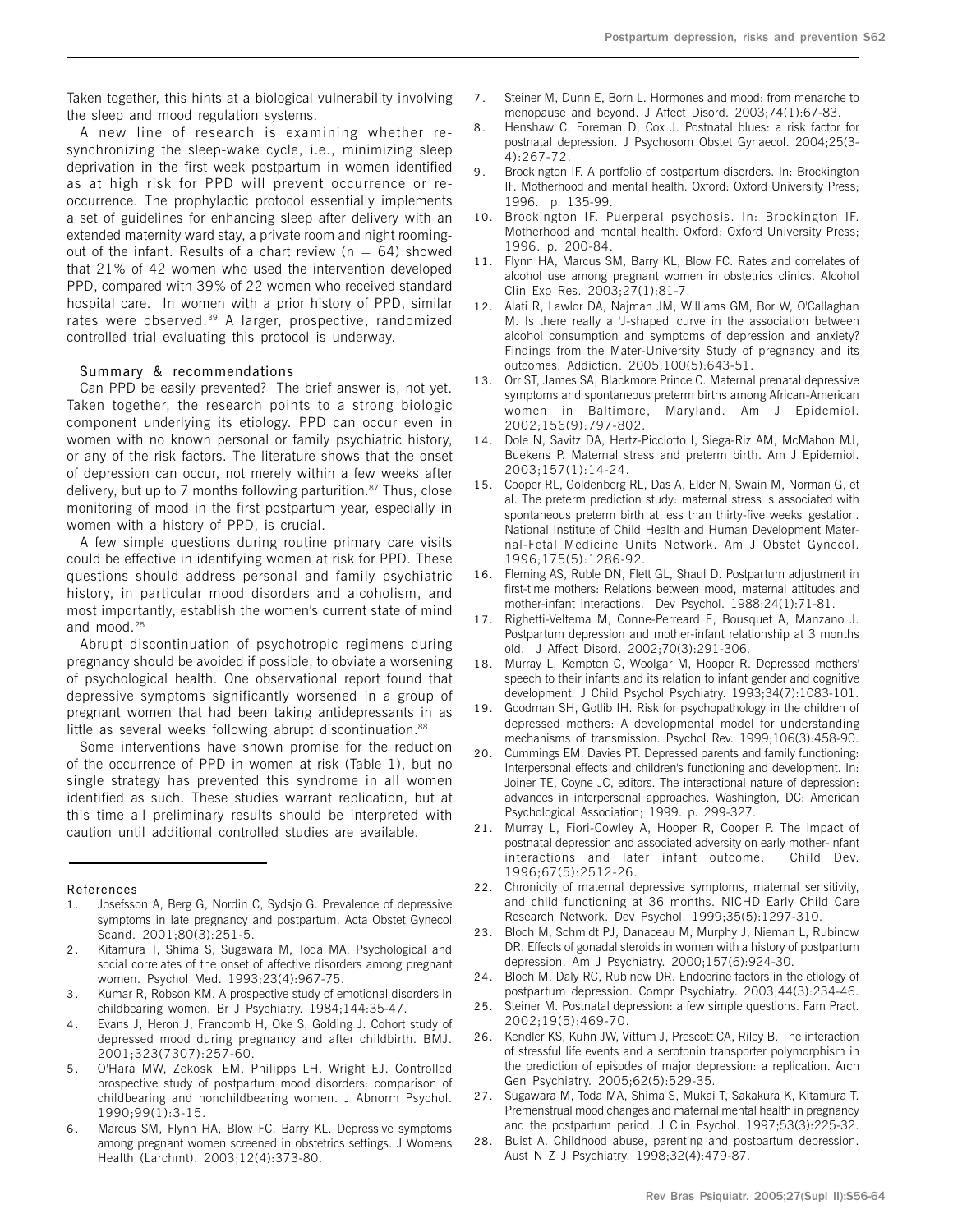Taken together, this hints at a biological vulnerability involving the sleep and mood regulation systems.

A new line of research is examining whether re-synchronizing the sleep-wake cycle, i.e., minimizing sleep deprivation in the first week postpartum in women identified as at high risk for PPD will prevent occurrence or re-occurrence. The prophylactic protocol essentially implements a set of guidelines for enhancing sleep after delivery with an extended maternity ward stay, a private room and night rooming-out of the infant. Results of a chart review (n = 64) showed that 21% of 42 women who used the intervention developed PPD, compared with 39% of 22 women who received standard hospital care. In women with a prior history of PPD, similar rates were observed.[39] A larger, prospective, randomized controlled trial evaluating this protocol is underway.

## Summary & recommendations

Can PPD be easily prevented? The brief answer is, not yet. Taken together, the research points to a strong biologic component underlying its etiology. PPD can occur even in women with no known personal or family psychiatric history, or any of the risk factors. The literature shows that the onset of depression can occur, not merely within a few weeks after delivery, but up to 7 months following parturition.[87] Thus, close monitoring of mood in the first postpartum year, especially in women with a history of PPD, is crucial.

A few simple questions during routine primary care visits could be effective in identifying women at risk for PPD. These questions should address personal and family psychiatric history, in particular mood disorders and alcoholism, and most importantly, establish the women's current state of mind and mood.[25]

Abrupt discontinuation of psychotropic regimens during pregnancy should be avoided if possible, to obviate a worsening of psychological health. One observational report found that depressive symptoms significantly worsened in a group of pregnant women that had been taking antidepressants in as little as several weeks following abrupt discontinuation.[88]

Some interventions have shown promise for the reduction of the occurrence of PPD in women at risk (Table 1), but no single strategy has prevented this syndrome in all women identified as such. These studies warrant replication, but at this time all preliminary results should be interpreted with caution until additional controlled studies are available.

## References

1. Josefsson A, Berg G, Nordin C, Sydsjo G. Prevalence of depressive symptoms in late pregnancy and postpartum. Acta Obstet Gynecol Scand. 2001;80(3):251-5.
2. Kitamura T, Shima S, Sugawara M, Toda MA. Psychological and social correlates of the onset of affective disorders among pregnant women. Psychol Med. 1993;23(4):967-75.
3. Kumar R, Robson KM. A prospective study of emotional disorders in childbearing women. Br J Psychiatry. 1984;144:35-47.
4. Evans J, Heron J, Francomb H, Oke S, Golding J. Cohort study of depressed mood during pregnancy and after childbirth. BMJ. 2001;323(7307):257-60.
5. O'Hara MW, Zekoski EM, Philipps LH, Wright EJ. Controlled prospective study of postpartum mood disorders: comparison of childbearing and nonchildbearing women. J Abnorm Psychol. 1990;99(1):3-15.
6. Marcus SM, Flynn HA, Blow FC, Barry KL. Depressive symptoms among pregnant women screened in obstetrics settings. J Womens Health (Larchmt). 2003;12(4):373-80.
7. Steiner M, Dunn E, Born L. Hormones and mood: from menarche to menopause and beyond. J Affect Disord. 2003;74(1):67-83.
8. Henshaw C, Foreman D, Cox J. Postnatal blues: a risk factor for postnatal depression. J Psychosom Obstet Gynaecol. 2004;25(3-4):267-72.
9. Brockington IF. A portfolio of postpartum disorders. In: Brockington IF. Motherhood and mental health. Oxford: Oxford University Press; 1996. p. 135-99.
10. Brockington IF. Puerperal psychosis. In: Brockington IF. Motherhood and mental health. Oxford: Oxford University Press; 1996. p. 200-84.
11. Flynn HA, Marcus SM, Barry KL, Blow FC. Rates and correlates of alcohol use among pregnant women in obstetrics clinics. Alcohol Clin Exp Res. 2003;27(1):81-7.
12. Alati R, Lawlor DA, Najman JM, Williams GM, Bor W, O'Callaghan M. Is there really a 'J-shaped' curve in the association between alcohol consumption and symptoms of depression and anxiety? Findings from the Mater-University Study of pregnancy and its outcomes. Addiction. 2005;100(5):643-51.
13. Orr ST, James SA, Blackmore Prince C. Maternal prenatal depressive symptoms and spontaneous preterm births among African-American women in Baltimore, Maryland. Am J Epidemiol. 2002;156(9):797-802.
14. Dole N, Savitz DA, Hertz-Picciotto I, Siega-Riz AM, McMahon MJ, Buekens P. Maternal stress and preterm birth. Am J Epidemiol. 2003;157(1):14-24.
15. Cooper RL, Goldenberg RL, Das A, Elder N, Swain M, Norman G, et al. The preterm prediction study: maternal stress is associated with spontaneous preterm birth at less than thirty-five weeks' gestation. National Institute of Child Health and Human Development Maternal-Fetal Medicine Units Network. Am J Obstet Gynecol. 1996;175(5):1286-92.
16. Fleming AS, Ruble DN, Flett GL, Shaul D. Postpartum adjustment in first-time mothers: Relations between mood, maternal attitudes and mother-infant interactions. Dev Psychol. 1988;24(1):71-81.
17. Righetti-Veltema M, Conne-Perreard E, Bousquet A, Manzano J. Postpartum depression and mother-infant relationship at 3 months old. J Affect Disord. 2002;70(3):291-306.
18. Murray L, Kempton C, Woolgar M, Hooper R. Depressed mothers' speech to their infants and its relation to infant gender and cognitive development. J Child Psychol Psychiatry. 1993;34(7):1083-101.
19. Goodman SH, Gotlib IH. Risk for psychopathology in the children of depressed mothers: A developmental model for understanding mechanisms of transmission. Psychol Rev. 1999;106(3):458-90.
20. Cummings EM, Davies PT. Depressed parents and family functioning: Interpersonal effects and children's functioning and development. In: Joiner TE, Coyne JC, editors. The interactional nature of depression: advances in interpersonal approaches. Washington, DC: American Psychological Association; 1999. p. 299-327.
21. Murray L, Fiori-Cowley A, Hooper R, Cooper P. The impact of postnatal depression and associated adversity on early mother-infant interactions and later infant outcome. Child Dev. 1996;67(5):2512-26.
22. Chronicity of maternal depressive symptoms, maternal sensitivity, and child functioning at 36 months. NICHD Early Child Care Research Network. Dev Psychol. 1999;35(5):1297-310.
23. Bloch M, Schmidt PJ, Danaceau M, Murphy J, Nieman L, Rubinow DR. Effects of gonadal steroids in women with a history of postpartum depression. Am J Psychiatry. 2000;157(6):924-30.
24. Bloch M, Daly RC, Rubinow DR. Endocrine factors in the etiology of postpartum depression. Compr Psychiatry. 2003;44(3):234-46.
25. Steiner M. Postnatal depression: a few simple questions. Fam Pract. 2002;19(5):469-70.
26. Kendler KS, Kuhn JW, Vittum J, Prescott CA, Riley B. The interaction of stressful life events and a serotonin transporter polymorphism in the prediction of episodes of major depression: a replication. Arch Gen Psychiatry. 2005;62(5):529-35.
27. Sugawara M, Toda MA, Shima S, Mukai T, Sakakura K, Kitamura T. Premenstrual mood changes and maternal mental health in pregnancy and the postpartum period. J Clin Psychol. 1997;53(3):225-32.
28. Buist A. Childhood abuse, parenting and postpartum depression. Aust N Z J Psychiatry. 1998;32(4):479-87.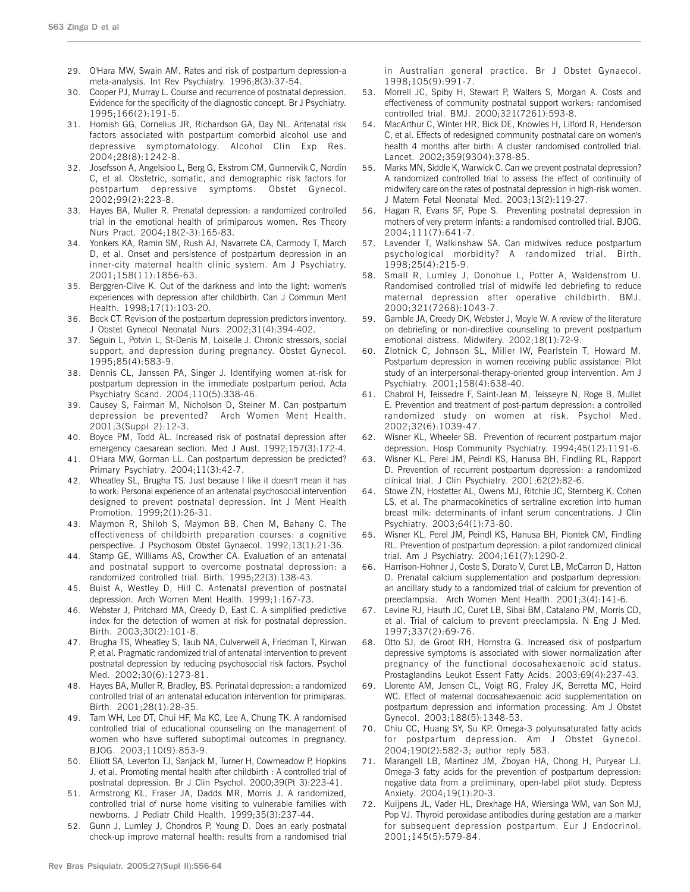29. O'Hara MW, Swain AM. Rates and risk of postpartum depression-a meta-analysis. Int Rev Psychiatry. 1996;8(3):37-54.
30. Cooper PJ, Murray L. Course and recurrence of postnatal depression. Evidence for the specificity of the diagnostic concept. Br J Psychiatry. 1995;166(2):191-5.
31. Homish GG, Cornelius JR, Richardson GA, Day NL. Antenatal risk factors associated with postpartum comorbid alcohol use and depressive symptomatology. Alcohol Clin Exp Res. 2004;28(8):1242-8.
32. Josefsson A, Angelsioo L, Berg G, Ekstrom CM, Gunnervik C, Nordin C, et al. Obstetric, somatic, and demographic risk factors for postpartum depressive symptoms. Obstet Gynecol. 2002;99(2):223-8.
33. Hayes BA, Muller R. Prenatal depression: a randomized controlled trial in the emotional health of primiparous women. Res Theory Nurs Pract. 2004;18(2-3):165-83.
34. Yonkers KA, Ramin SM, Rush AJ, Navarrete CA, Carmody T, March D, et al. Onset and persistence of postpartum depression in an inner-city maternal health clinic system. Am J Psychiatry. 2001;158(11):1856-63.
35. Berggren-Clive K. Out of the darkness and into the light: women's experiences with depression after childbirth. Can J Commun Ment Health. 1998;17(1):103-20.
36. Beck CT. Revision of the postpartum depression predictors inventory. J Obstet Gynecol Neonatal Nurs. 2002;31(4):394-402.
37. Seguin L, Potvin L, St-Denis M, Loiselle J. Chronic stressors, social support, and depression during pregnancy. Obstet Gynecol. 1995;85(4):583-9.
38. Dennis CL, Janssen PA, Singer J. Identifying women at-risk for postpartum depression in the immediate postpartum period. Acta Psychiatry Scand. 2004;110(5):338-46.
39. Causey S, Fairman M, Nicholson D, Steiner M. Can postpartum depression be prevented? Arch Women Ment Health. 2001;3(Suppl 2):12-3.
40. Boyce PM, Todd AL. Increased risk of postnatal depression after emergency caesarean section. Med J Aust. 1992;157(3):172-4.
41. O'Hara MW, Gorman LL. Can postpartum depression be predicted? Primary Psychiatry. 2004;11(3):42-7.
42. Wheatley SL, Brugha TS. Just because I like it doesn't mean it has to work: Personal experience of an antenatal psychosocial intervention designed to prevent postnatal depression. Int J Ment Health Promotion. 1999;2(1):26-31.
43. Maymon R, Shiloh S, Maymon BB, Chen M, Bahany C. The effectiveness of childbirth preparation courses: a cognitive perspective. J Psychosom Obstet Gynaecol. 1992;13(1):21-36.
44. Stamp GE, Williams AS, Crowther CA. Evaluation of an antenatal and postnatal support to overcome postnatal depression: a randomized controlled trial. Birth. 1995;22(3):138-43.
45. Buist A, Westley D, Hill C. Antenatal prevention of postnatal depression. Arch Women Ment Health. 1999;1:167-73.
46. Webster J, Pritchard MA, Creedy D, East C. A simplified predictive index for the detection of women at risk for postnatal depression. Birth. 2003;30(2):101-8.
47. Brugha TS, Wheatley S, Taub NA, Culverwell A, Friedman T, Kirwan P, et al. Pragmatic randomized trial of antenatal intervention to prevent postnatal depression by reducing psychosocial risk factors. Psychol Med. 2002;30(6):1273-81.
48. Hayes BA, Muller R, Bradley, BS. Perinatal depression: a randomized controlled trial of an antenatal education intervention for primiparas. Birth. 2001;28(1):28-35.
49. Tam WH, Lee DT, Chui HF, Ma KC, Lee A, Chung TK. A randomised controlled trial of educational counseling on the management of women who have suffered suboptimal outcomes in pregnancy. BJOG. 2003;110(9):853-9.
50. Elliott SA, Leverton TJ, Sanjack M, Turner H, Cowmeadow P, Hopkins J, et al. Promoting mental health after childbirth : A controlled trial of postnatal depression. Br J Clin Psychol. 2000;39(Pt 3):223-41.
51. Armstrong KL, Fraser JA, Dadds MR, Morris J. A randomized, controlled trial of nurse home visiting to vulnerable families with newborns. J Pediatr Child Health. 1999;35(3):237-44.
52. Gunn J, Lumley J, Chondros P, Young D. Does an early postnatal check-up improve maternal health: results from a randomised trial in Australian general practice. Br J Obstet Gynaecol. 1998;105(9):991-7.
53. Morrell JC, Spiby H, Stewart P, Walters S, Morgan A. Costs and effectiveness of community postnatal support workers: randomised controlled trial. BMJ. 2000;321(7261):593-8.
54. MacArthur C, Winter HR, Bick DE, Knowles H, Lilford R, Henderson C, et al. Effects of redesigned community postnatal care on women's health 4 months after birth: A cluster randomised controlled trial. Lancet. 2002;359(9304):378-85.
55. Marks MN, Siddle K, Warwick C. Can we prevent postnatal depression? A randomized controlled trial to assess the effect of continuity of midwifery care on the rates of postnatal depression in high-risk women. J Matern Fetal Neonatal Med. 2003;13(2):119-27.
56. Hagan R, Evans SF, Pope S. Preventing postnatal depression in mothers of very preterm infants: a randomised controlled trial. BJOG. 2004;111(7):641-7.
57. Lavender T, Walkinshaw SA. Can midwives reduce postpartum psychological morbidity? A randomized trial. Birth. 1998;25(4):215-9.
58. Small R, Lumley J, Donohue L, Potter A, Waldenstrom U. Randomised controlled trial of midwife led debriefing to reduce maternal depression after operative childbirth. BMJ. 2000;321(7268):1043-7.
59. Gamble JA, Creedy DK, Webster J, Moyle W. A review of the literature on debriefing or non-directive counseling to prevent postpartum emotional distress. Midwifery. 2002;18(1):72-9.
60. Zlotnick C, Johnson SL, Miller IW, Pearlstein T, Howard M. Postpartum depression in women receiving public assistance: Pilot study of an interpersonal-therapy-oriented group intervention. Am J Psychiatry. 2001;158(4):638-40.
61. Chabrol H, Teissedre F, Saint-Jean M, Teisseyre N, Roge B, Mullet E. Prevention and treatment of post-partum depression: a controlled randomized study on women at risk. Psychol Med. 2002;32(6):1039-47.
62. Wisner KL, Wheeler SB. Prevention of recurrent postpartum major depression. Hosp Community Psychiatry. 1994;45(12):1191-6.
63. Wisner KL, Perel JM, Peindl KS, Hanusa BH, Findling RL, Rapport D. Prevention of recurrent postpartum depression: a randomized clinical trial. J Clin Psychiatry. 2001;62(2):82-6.
64. Stowe ZN, Hostetter AL, Owens MJ, Ritchie JC, Sternberg K, Cohen LS, et al. The pharmacokinetics of sertraline excretion into human breast milk: determinants of infant serum concentrations. J Clin Psychiatry. 2003;64(1):73-80.
65. Wisner KL, Perel JM, Peindl KS, Hanusa BH, Piontek CM, Findling RL. Prevention of postpartum depression: a pilot randomized clinical trial. Am J Psychiatry. 2004;161(7):1290-2.
66. Harrison-Hohner J, Coste S, Dorato V, Curet LB, McCarron D, Hatton D. Prenatal calcium supplementation and postpartum depression: an ancillary study to a randomized trial of calcium for prevention of preeclampsia. Arch Women Ment Health. 2001;3(4):141-6.
67. Levine RJ, Hauth JC, Curet LB, Sibai BM, Catalano PM, Morris CD, et al. Trial of calcium to prevent preeclampsia. N Eng J Med. 1997;337(2):69-76.
68. Otto SJ, de Groot RH, Hornstra G. Increased risk of postpartum depressive symptoms is associated with slower normalization after pregnancy of the functional docosahexaenoic acid status. Prostaglandins Leukot Essent Fatty Acids. 2003;69(4):237-43.
69. Llorente AM, Jensen CL, Voigt RG, Fraley JK, Berretta MC, Heird WC. Effect of maternal docosahexaenoic acid supplementation on postpartum depression and information processing. Am J Obstet Gynecol. 2003;188(5):1348-53.
70. Chiu CC, Huang SY, Su KP. Omega-3 polyunsaturated fatty acids for postpartum depression. Am J Obstet Gynecol. 2004;190(2):582-3; author reply 583.
71. Marangell LB, Martinez JM, Zboyan HA, Chong H, Puryear LJ. Omega-3 fatty acids for the prevention of postpartum depression: negative data from a preliminary, open-label pilot study. Depress Anxiety. 2004;19(1):20-3.
72. Kuijpens JL, Vader HL, Drexhage HA, Wiersinga WM, van Son MJ, Pop VJ. Thyroid peroxidase antibodies during gestation are a marker for subsequent depression postpartum. Eur J Endocrinol. 2001;145(5):579-84.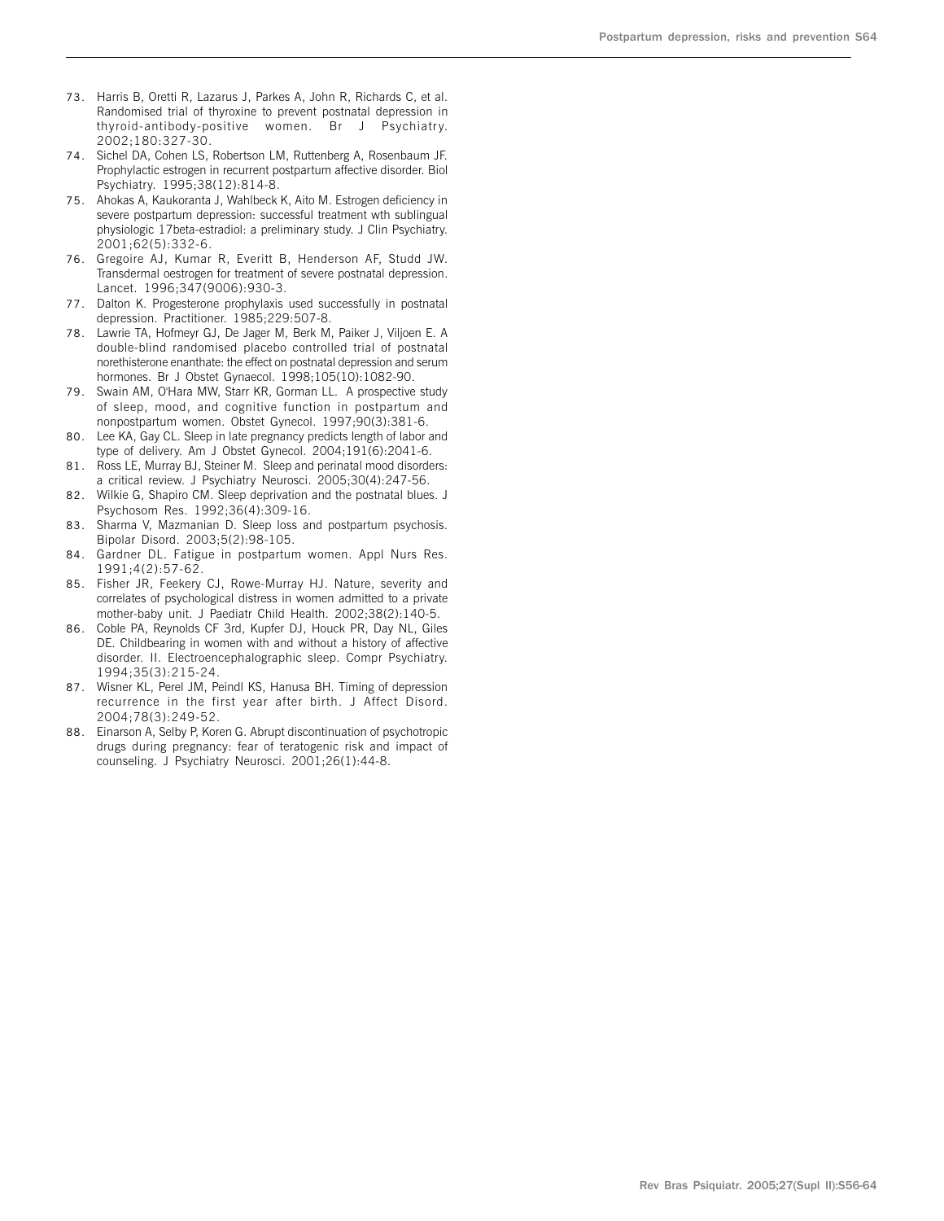73. Harris B, Oretti R, Lazarus J, Parkes A, John R, Richards C, et al. Randomised trial of thyroxine to prevent postnatal depression in thyroid-antibody-positive women. Br J Psychiatry. 2002;180:327-30.
74. Sichel DA, Cohen LS, Robertson LM, Ruttenberg A, Rosenbaum JF. Prophylactic estrogen in recurrent postpartum affective disorder. Biol Psychiatry. 1995;38(12):814-8.
75. Ahokas A, Kaukoranta J, Wahlbeck K, Aito M. Estrogen deficiency in severe postpartum depression: successful treatment wth sublingual physiologic 17beta-estradiol: a preliminary study. J Clin Psychiatry. 2001;62(5):332-6.
76. Gregoire AJ, Kumar R, Everitt B, Henderson AF, Studd JW. Transdermal oestrogen for treatment of severe postnatal depression. Lancet. 1996;347(9006):930-3.
77. Dalton K. Progesterone prophylaxis used successfully in postnatal depression. Practitioner. 1985;229:507-8.
78. Lawrie TA, Hofmeyr GJ, De Jager M, Berk M, Paiker J, Viljoen E. A double-blind randomised placebo controlled trial of postnatal norethisterone enanthate: the effect on postnatal depression and serum hormones. Br J Obstet Gynaecol. 1998;105(10):1082-90.
79. Swain AM, O'Hara MW, Starr KR, Gorman LL. A prospective study of sleep, mood, and cognitive function in postpartum and nonpostpartum women. Obstet Gynecol. 1997;90(3):381-6.
80. Lee KA, Gay CL. Sleep in late pregnancy predicts length of labor and type of delivery. Am J Obstet Gynecol. 2004;191(6):2041-6.
81. Ross LE, Murray BJ, Steiner M. Sleep and perinatal mood disorders: a critical review. J Psychiatry Neurosci. 2005;30(4):247-56.
82. Wilkie G, Shapiro CM. Sleep deprivation and the postnatal blues. J Psychosom Res. 1992;36(4):309-16.
83. Sharma V, Mazmanian D. Sleep loss and postpartum psychosis. Bipolar Disord. 2003;5(2):98-105.
84. Gardner DL. Fatigue in postpartum women. Appl Nurs Res. 1991;4(2):57-62.
85. Fisher JR, Feekery CJ, Rowe-Murray HJ. Nature, severity and correlates of psychological distress in women admitted to a private mother-baby unit. J Paediatr Child Health. 2002;38(2):140-5.
86. Coble PA, Reynolds CF 3rd, Kupfer DJ, Houck PR, Day NL, Giles DE. Childbearing in women with and without a history of affective disorder. II. Electroencephalographic sleep. Compr Psychiatry. 1994;35(3):215-24.
87. Wisner KL, Perel JM, Peindl KS, Hanusa BH. Timing of depression recurrence in the first year after birth. J Affect Disord. 2004;78(3):249-52.
88. Einarson A, Selby P, Koren G. Abrupt discontinuation of psychotropic drugs during pregnancy: fear of teratogenic risk and impact of counseling. J Psychiatry Neurosci. 2001;26(1):44-8.